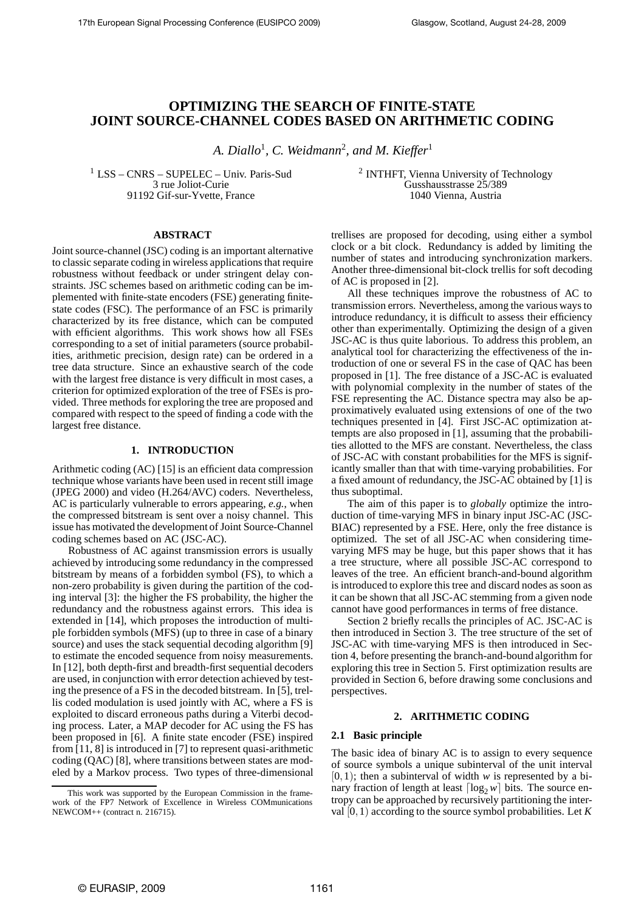# OPTIMIZING THE SEARCH OF FINITE-STATE JOINT SOURCE-CHANNEL CODES BASED ON ARITHMETIC CODING

*A. Diallo*[1], *C. Weidmann*[2], *and M. Kieffer*[1]

[1] LSS – CNRS – SUPELEC – Univ. Paris-Sud
3 rue Joliot-Curie
91192 Gif-sur-Yvette, France

[2] INTHFT, Vienna University of Technology
Gusshausstrasse 25/389
1040 Vienna, Austria

### ABSTRACT

Joint source-channel (JSC) coding is an important alternative to classic separate coding in wireless applications that require robustness without feedback or under stringent delay constraints. JSC schemes based on arithmetic coding can be implemented with finite-state encoders (FSE) generating finite-state codes (FSC). The performance of an FSC is primarily characterized by its free distance, which can be computed with efficient algorithms. This work shows how all FSEs corresponding to a set of initial parameters (source probabilities, arithmetic precision, design rate) can be ordered in a tree data structure. Since an exhaustive search of the code with the largest free distance is very difficult in most cases, a criterion for optimized exploration of the tree of FSEs is provided. Three methods for exploring the tree are proposed and compared with respect to the speed of finding a code with the largest free distance.

## 1. INTRODUCTION

Arithmetic coding (AC) [15] is an efficient data compression technique whose variants have been used in recent still image (JPEG 2000) and video (H.264/AVC) coders. Nevertheless, AC is particularly vulnerable to errors appearing, *e.g.*, when the compressed bitstream is sent over a noisy channel. This issue has motivated the development of Joint Source-Channel coding schemes based on AC (JSC-AC).

Robustness of AC against transmission errors is usually achieved by introducing some redundancy in the compressed bitstream by means of a forbidden symbol (FS), to which a non-zero probability is given during the partition of the coding interval [3]: the higher the FS probability, the higher the redundancy and the robustness against errors. This idea is extended in [14], which proposes the introduction of multiple forbidden symbols (MFS) (up to three in case of a binary source) and uses the stack sequential decoding algorithm [9] to estimate the encoded sequence from noisy measurements. In [12], both depth-first and breadth-first sequential decoders are used, in conjunction with error detection achieved by testing the presence of a FS in the decoded bitstream. In [5], trellis coded modulation is used jointly with AC, where a FS is exploited to discard erroneous paths during a Viterbi decoding process. Later, a MAP decoder for AC using the FS has been proposed in [6]. A finite state encoder (FSE) inspired from [11, 8] is introduced in [7] to represent quasi-arithmetic coding (QAC) [8], where transitions between states are modeled by a Markov process. Two types of three-dimensional trellises are proposed for decoding, using either a symbol clock or a bit clock. Redundancy is added by limiting the number of states and introducing synchronization markers. Another three-dimensional bit-clock trellis for soft decoding of AC is proposed in [2].

All these techniques improve the robustness of AC to transmission errors. Nevertheless, among the various ways to introduce redundancy, it is difficult to assess their efficiency other than experimentally. Optimizing the design of a given JSC-AC is thus quite laborious. To address this problem, an analytical tool for characterizing the effectiveness of the introduction of one or several FS in the case of QAC has been proposed in [1]. The free distance of a JSC-AC is evaluated with polynomial complexity in the number of states of the FSE representing the AC. Distance spectra may also be approximatively evaluated using extensions of one of the two techniques presented in [4]. First JSC-AC optimization attempts are also proposed in [1], assuming that the probabilities allotted to the MFS are constant. Nevertheless, the class of JSC-AC with constant probabilities for the MFS is significantly smaller than that with time-varying probabilities. For a fixed amount of redundancy, the JSC-AC obtained by [1] is thus suboptimal.

The aim of this paper is to *globally* optimize the introduction of time-varying MFS in binary input JSC-AC (JSC-BIAC) represented by a FSE. Here, only the free distance is optimized. The set of all JSC-AC when considering time-varying MFS may be huge, but this paper shows that it has a tree structure, where all possible JSC-AC correspond to leaves of the tree. An efficient branch-and-bound algorithm is introduced to explore this tree and discard nodes as soon as it can be shown that all JSC-AC stemming from a given node cannot have good performances in terms of free distance.

Section 2 briefly recalls the principles of AC. JSC-AC is then introduced in Section 3. The tree structure of the set of JSC-AC with time-varying MFS is then introduced in Section 4, before presenting the branch-and-bound algorithm for exploring this tree in Section 5. First optimization results are provided in Section 6, before drawing some conclusions and perspectives.

## 2. ARITHMETIC CODING

### 2.1 Basic principle

The basic idea of binary AC is to assign to every sequence of source symbols a unique subinterval of the unit interval $[0,1)$; then a subinterval of width $w$ is represented by a binary fraction of length at least $\lceil \log_2 w \rceil$ bits. The source entropy can be approached by recursively partitioning the interval $[0,1)$ according to the source symbol probabilities. Let $K$

This work was supported by the European Commission in the framework of the FP7 Network of Excellence in Wireless COMmunications NEWCOM++ (contract n. 216715).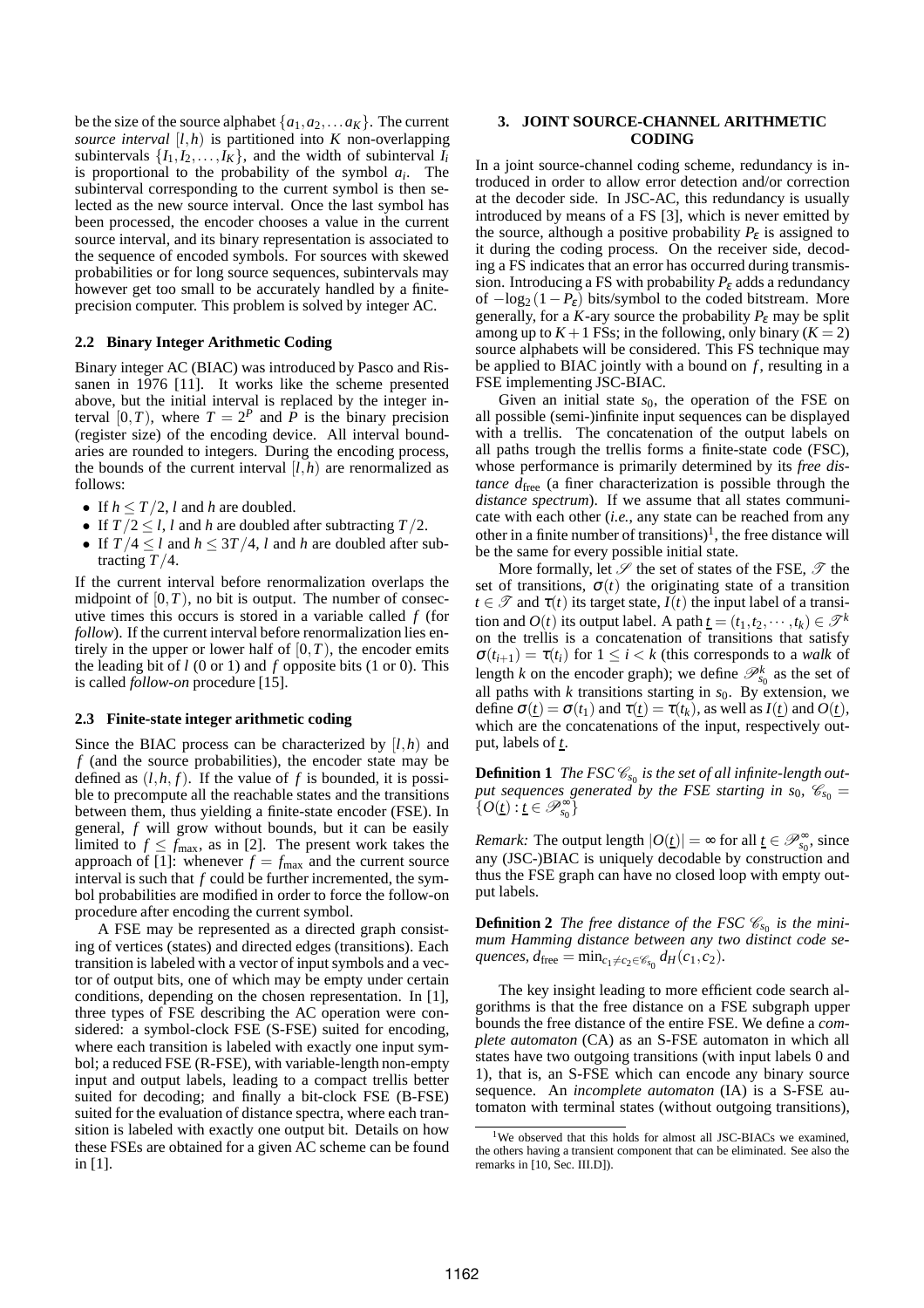be the size of the source alphabet $\{a_1, a_2, \dots a_K\}$. The current *source interval* $[l,h)$ is partitioned into $K$ non-overlapping subintervals $\{I_1, I_2, \dots, I_K\}$, and the width of subinterval $I_i$ is proportional to the probability of the symbol $a_i$. The subinterval corresponding to the current symbol is then selected as the new source interval. Once the last symbol has been processed, the encoder chooses a value in the current source interval, and its binary representation is associated to the sequence of encoded symbols. For sources with skewed probabilities or for long source sequences, subintervals may however get too small to be accurately handled by a finite-precision computer. This problem is solved by integer AC.

### 2.2 Binary Integer Arithmetic Coding

Binary integer AC (BIAC) was introduced by Pasco and Rissanen in 1976 [11]. It works like the scheme presented above, but the initial interval is replaced by the integer interval $[0,T)$, where $T = 2^P$ and $P$ is the binary precision (register size) of the encoding device. All interval boundaries are rounded to integers. During the encoding process, the bounds of the current interval $[l,h)$ are renormalized as follows:

- If $h \leq T/2$, $l$ and $h$ are doubled.
- If $T/2 \leq l$, $l$ and $h$ are doubled after subtracting $T/2$.
- If $T/4 \leq l$ and $h \leq 3T/4$, $l$ and $h$ are doubled after subtracting $T/4$.

If the current interval before renormalization overlaps the midpoint of $[0,T)$, no bit is output. The number of consecutive times this occurs is stored in a variable called $f$ (for *follow*). If the current interval before renormalization lies entirely in the upper or lower half of $[0,T)$, the encoder emits the leading bit of $l$ (0 or 1) and $f$ opposite bits (1 or 0). This is called *follow-on* procedure [15].

### 2.3 Finite-state integer arithmetic coding

Since the BIAC process can be characterized by $[l,h)$ and $f$ (and the source probabilities), the encoder state may be defined as $(l,h,f)$. If the value of $f$ is bounded, it is possible to precompute all the reachable states and the transitions between them, thus yielding a finite-state encoder (FSE). In general, $f$ will grow without bounds, but it can be easily limited to $f \leq f_{\max}$, as in [2]. The present work takes the approach of [1]: whenever $f = f_{\max}$ and the current source interval is such that $f$ could be further incremented, the symbol probabilities are modified in order to force the follow-on procedure after encoding the current symbol.

A FSE may be represented as a directed graph consisting of vertices (states) and directed edges (transitions). Each transition is labeled with a vector of input symbols and a vector of output bits, one of which may be empty under certain conditions, depending on the chosen representation. In [1], three types of FSE describing the AC operation were considered: a symbol-clock FSE (S-FSE) suited for encoding, where each transition is labeled with exactly one input symbol; a reduced FSE (R-FSE), with variable-length non-empty input and output labels, leading to a compact trellis better suited for decoding; and finally a bit-clock FSE (B-FSE) suited for the evaluation of distance spectra, where each transition is labeled with exactly one output bit. Details on how these FSEs are obtained for a given AC scheme can be found in [1].

## 3. JOINT SOURCE-CHANNEL ARITHMETIC CODING

In a joint source-channel coding scheme, redundancy is introduced in order to allow error detection and/or correction at the decoder side. In JSC-AC, this redundancy is usually introduced by means of a FS [3], which is never emitted by the source, although a positive probability $P_\varepsilon$ is assigned to it during the coding process. On the receiver side, decoding a FS indicates that an error has occurred during transmission. Introducing a FS with probability $P_\varepsilon$ adds a redundancy of $-\log_2(1-P_\varepsilon)$ bits/symbol to the coded bitstream. More generally, for a $K$-ary source the probability $P_\varepsilon$ may be split among up to $K+1$ FSs; in the following, only binary ($K=2$) source alphabets will be considered. This FS technique may be applied to BIAC jointly with a bound on $f$, resulting in a FSE implementing JSC-BIAC.

Given an initial state $s_0$, the operation of the FSE on all possible (semi-)infinite input sequences can be displayed with a trellis. The concatenation of the output labels on all paths trough the trellis forms a finite-state code (FSC), whose performance is primarily determined by its *free distance* $d_{\text{free}}$ (a finer characterization is possible through the *distance spectrum*). If we assume that all states communicate with each other (*i.e.*, any state can be reached from any other in a finite number of transitions)[1], the free distance will be the same for every possible initial state.

More formally, let $\mathscr{S}$ the set of states of the FSE, $\mathscr{T}$ the set of transitions, $\sigma(t)$ the originating state of a transition $t \in \mathscr{T}$ and $\tau(t)$ its target state, $I(t)$ the input label of a transition and $O(t)$ its output label. A path $\underline{t} = (t_1, t_2, \cdots, t_k) \in \mathscr{T}^k$ on the trellis is a concatenation of transitions that satisfy $\sigma(t_{i+1}) = \tau(t_i)$ for $1 \leq i < k$ (this corresponds to a *walk* of length $k$ on the encoder graph); we define $\mathscr{P}^k_{s_0}$ as the set of all paths with $k$ transitions starting in $s_0$. By extension, we define $\sigma(\underline{t}) = \sigma(t_1)$ and $\tau(\underline{t}) = \tau(t_k)$, as well as $I(\underline{t})$ and $O(\underline{t})$, which are the concatenations of the input, respectively output, labels of $\underline{t}$.

**Definition 1** *The FSC $\mathscr{C}_{s_0}$ is the set of all infinite-length output sequences generated by the FSE starting in $s_0$, $\mathscr{C}_{s_0} = \{O(\underline{t}) : \underline{t} \in \mathscr{P}^\infty_{s_0}\}$*

*Remark:* The output length $|O(\underline{t})| = \infty$ for all $\underline{t} \in \mathscr{P}^\infty_{s_0}$, since any (JSC-)BIAC is uniquely decodable by construction and thus the FSE graph can have no closed loop with empty output labels.

**Definition 2** *The free distance of the FSC $\mathscr{C}_{s_0}$ is the minimum Hamming distance between any two distinct code sequences, $d_{\text{free}} = \min_{c_1 \neq c_2 \in \mathscr{C}_{s_0}} d_H(c_1, c_2)$.*

The key insight leading to more efficient code search algorithms is that the free distance on a FSE subgraph upper bounds the free distance of the entire FSE. We define a *complete automaton* (CA) as an S-FSE automaton in which all states have two outgoing transitions (with input labels 0 and 1), that is, an S-FSE which can encode any binary source sequence. An *incomplete automaton* (IA) is a S-FSE automaton with terminal states (without outgoing transitions),

[1] We observed that this holds for almost all JSC-BIACs we examined, the others having a transient component that can be eliminated. See also the remarks in [10, Sec. III.D]).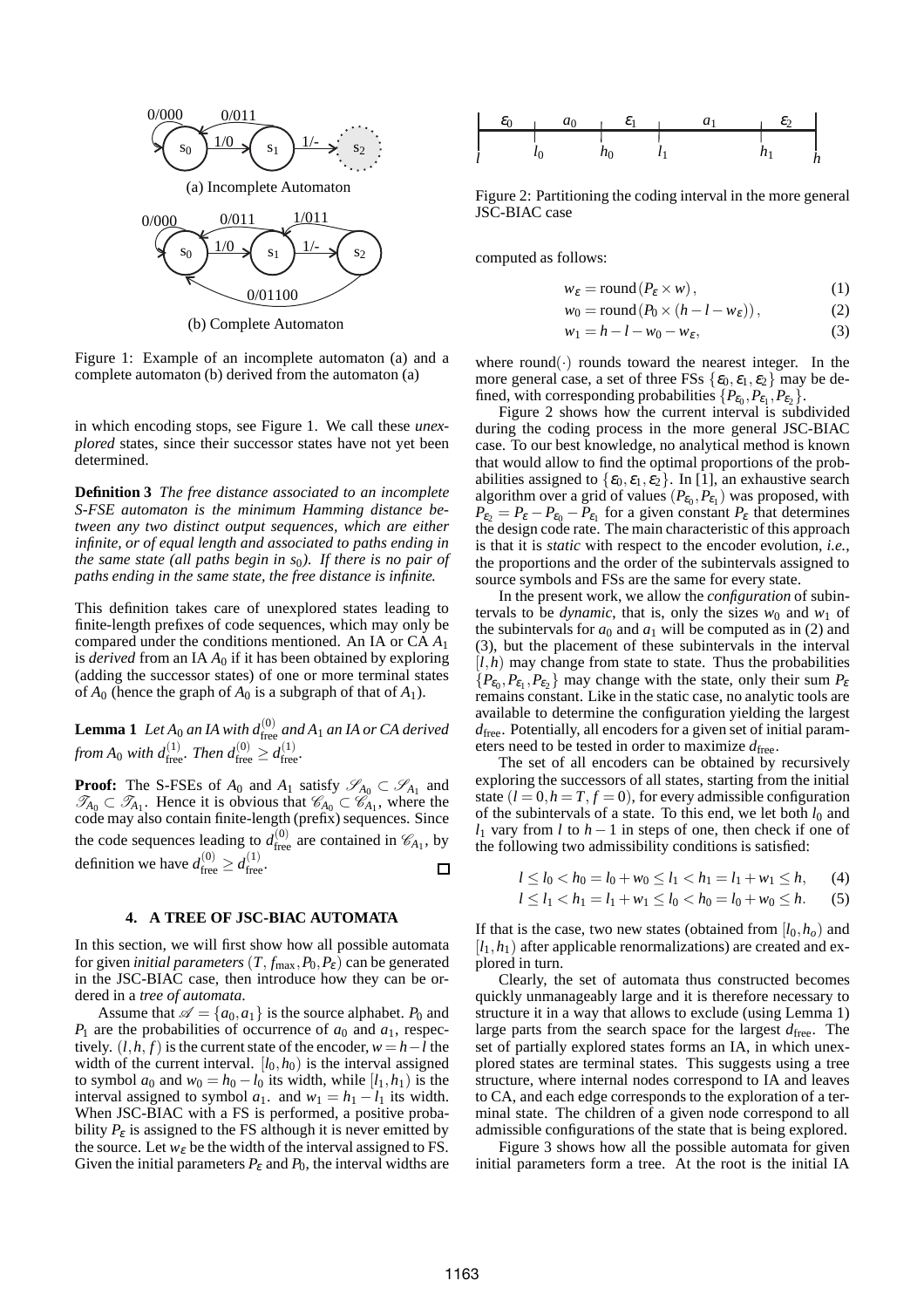(a) Incomplete Automaton

(b) Complete Automaton

Figure 1: Example of an incomplete automaton (a) and a complete automaton (b) derived from the automaton (a)

in which encoding stops, see Figure 1. We call these *unexplored* states, since their successor states have not yet been determined.

**Definition 3** *The free distance associated to an incomplete S-FSE automaton is the minimum Hamming distance between any two distinct output sequences, which are either infinite, or of equal length and associated to paths ending in the same state (all paths begin in $s_0$). If there is no pair of paths ending in the same state, the free distance is infinite.*

This definition takes care of unexplored states leading to finite-length prefixes of code sequences, which may only be compared under the conditions mentioned. An IA or CA $A_1$ is *derived* from an IA $A_0$ if it has been obtained by exploring (adding the successor states) of one or more terminal states of $A_0$ (hence the graph of $A_0$ is a subgraph of that of $A_1$).

**Lemma 1** *Let $A_0$ an IA with $d_{\text{free}}^{(0)}$ and $A_1$ an IA or CA derived from $A_0$ with $d_{\text{free}}^{(1)}$. Then $d_{\text{free}}^{(0)} \geq d_{\text{free}}^{(1)}$.*

**Proof:** The S-FSEs of $A_0$ and $A_1$ satisfy $\mathscr{S}_{A_0} \subset \mathscr{S}_{A_1}$ and $\mathscr{T}_{A_0} \subset \mathscr{T}_{A_1}$. Hence it is obvious that $\mathscr{C}_{A_0} \subset \mathscr{C}_{A_1}$, where the code may also contain finite-length (prefix) sequences. Since the code sequences leading to $d_{\text{free}}^{(0)}$ are contained in $\mathscr{C}_{A_1}$, by definition we have $d_{\text{free}}^{(0)} \geq d_{\text{free}}^{(1)}$. □

## 4. A TREE OF JSC-BIAC AUTOMATA

In this section, we will first show how all possible automata for given *initial parameters* $(T, f_{\max}, P_0, P_\varepsilon)$ can be generated in the JSC-BIAC case, then introduce how they can be ordered in a *tree of automata*.

Assume that $\mathscr{A} = \{a_0, a_1\}$ is the source alphabet. $P_0$ and $P_1$ are the probabilities of occurrence of $a_0$ and $a_1$, respectively. $(l, h, f)$ is the current state of the encoder, $w = h - l$ the width of the current interval. $[l_0, h_0)$ is the interval assigned to symbol $a_0$ and $w_0 = h_0 - l_0$ its width, while $[l_1, h_1)$ is the interval assigned to symbol $a_1$. and $w_1 = h_1 - l_1$ its width. When JSC-BIAC with a FS is performed, a positive probability $P_\varepsilon$ is assigned to the FS although it is never emitted by the source. Let $w_\varepsilon$ be the width of the interval assigned to FS. Given the initial parameters $P_\varepsilon$ and $P_0$, the interval widths are

Figure 2: Partitioning the coding interval in the more general JSC-BIAC case

computed as follows:

$$w_\varepsilon = \text{round}(P_\varepsilon \times w), \tag{1}$$

$$w_0 = \text{round}(P_0 \times (h - l - w_\varepsilon)), \tag{2}$$

$$w_1 = h - l - w_0 - w_\varepsilon, \tag{3}$$

where round$(\cdot)$ rounds toward the nearest integer. In the more general case, a set of three FSs $\{\varepsilon_0, \varepsilon_1, \varepsilon_2\}$ may be defined, with corresponding probabilities $\{P_{\varepsilon_0}, P_{\varepsilon_1}, P_{\varepsilon_2}\}$.

Figure 2 shows how the current interval is subdivided during the coding process in the more general JSC-BIAC case. To our best knowledge, no analytical method is known that would allow to find the optimal proportions of the probabilities assigned to $\{\varepsilon_0, \varepsilon_1, \varepsilon_2\}$. In [1], an exhaustive search algorithm over a grid of values $(P_{\varepsilon_0}, P_{\varepsilon_1})$ was proposed, with $P_{\varepsilon_2} = P_\varepsilon - P_{\varepsilon_0} - P_{\varepsilon_1}$ for a given constant $P_\varepsilon$ that determines the design code rate. The main characteristic of this approach is that it is *static* with respect to the encoder evolution, *i.e.*, the proportions and the order of the subintervals assigned to source symbols and FSs are the same for every state.

In the present work, we allow the *configuration* of subintervals to be *dynamic*, that is, only the sizes $w_0$ and $w_1$ of the subintervals for $a_0$ and $a_1$ will be computed as in (2) and (3), but the placement of these subintervals in the interval $[l, h)$ may change from state to state. Thus the probabilities $\{P_{\varepsilon_0}, P_{\varepsilon_1}, P_{\varepsilon_2}\}$ may change with the state, only their sum $P_\varepsilon$ remains constant. Like in the static case, no analytic tools are available to determine the configuration yielding the largest $d_{\text{free}}$. Potentially, all encoders for a given set of initial parameters need to be tested in order to maximize $d_{\text{free}}$.

The set of all encoders can be obtained by recursively exploring the successors of all states, starting from the initial state $(l = 0, h = T, f = 0)$, for every admissible configuration of the subintervals of a state. To this end, we let both $l_0$ and $l_1$ vary from $l$ to $h - 1$ in steps of one, then check if one of the following two admissibility conditions is satisfied:

$$l \leq l_0 < h_0 = l_0 + w_0 \leq l_1 < h_1 = l_1 + w_1 \leq h, \tag{4}$$

$$l \leq l_1 < h_1 = l_1 + w_1 \leq l_0 < h_0 = l_0 + w_0 \leq h. \tag{5}$$

If that is the case, two new states (obtained from $[l_0, h_o)$ and $[l_1, h_1)$ after applicable renormalizations) are created and explored in turn.

Clearly, the set of automata thus constructed becomes quickly unmanageably large and it is therefore necessary to structure it in a way that allows to exclude (using Lemma 1) large parts from the search space for the largest $d_{\text{free}}$. The set of partially explored states forms an IA, in which unexplored states are terminal states. This suggests using a tree structure, where internal nodes correspond to IA and leaves to CA, and each edge corresponds to the exploration of a terminal state. The children of a given node correspond to all admissible configurations of the state that is being explored.

Figure 3 shows how all the possible automata for given initial parameters form a tree. At the root is the initial IA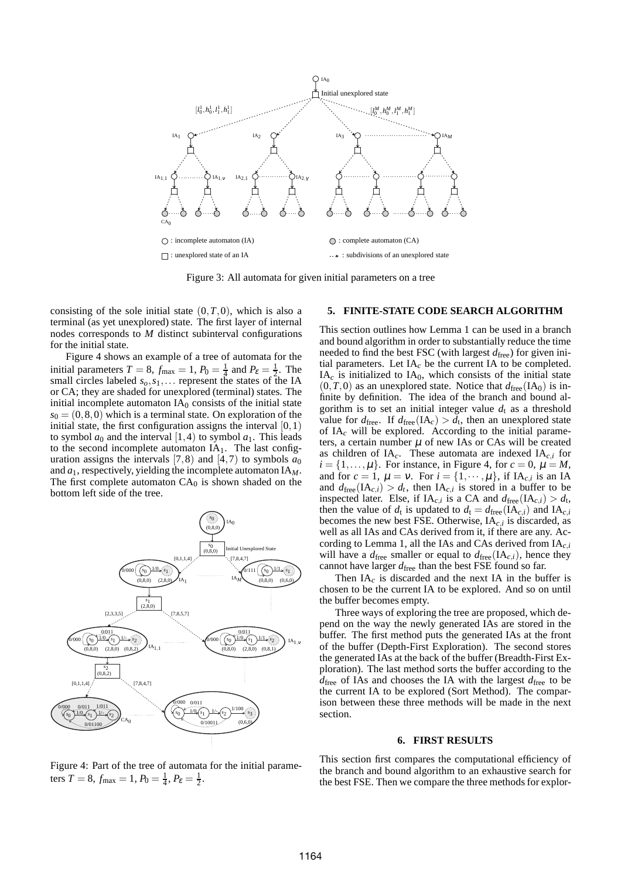Figure 3: All automata for given initial parameters on a tree

consisting of the sole initial state $(0,T,0)$, which is also a terminal (as yet unexplored) state. The first layer of internal nodes corresponds to $M$ distinct subinterval configurations for the initial state.

Figure 4 shows an example of a tree of automata for the initial parameters $T = 8$, $f_{\max} = 1$, $P_0 = \frac{1}{4}$ and $P_\varepsilon = \frac{1}{2}$. The small circles labeled $s_o, s_1, \ldots$ represent the states of the IA or CA; they are shaded for unexplored (terminal) states. The initial incomplete automaton $\text{IA}_0$ consists of the initial state $s_0 = (0,8,0)$ which is a terminal state. On exploration of the initial state, the first configuration assigns the interval $[0,1)$ to symbol $a_0$ and the interval $[1,4)$ to symbol $a_1$. This leads to the second incomplete automaton $\text{IA}_1$. The last configuration assigns the intervals $[7,8)$ and $[4,7)$ to symbols $a_0$ and $a_1$, respectively, yielding the incomplete automaton $\text{IA}_M$. The first complete automaton $\text{CA}_0$ is shown shaded on the bottom left side of the tree.

Figure 4: Part of the tree of automata for the initial parameters $T = 8$, $f_{\max} = 1$, $P_0 = \frac{1}{4}$, $P_\varepsilon = \frac{1}{2}$.

## 5. FINITE-STATE CODE SEARCH ALGORITHM

This section outlines how Lemma 1 can be used in a branch and bound algorithm in order to substantially reduce the time needed to find the best FSC (with largest $d_{\text{free}}$) for given initial parameters. Let $\text{IA}_c$ be the current IA to be completed. $\text{IA}_c$ is initialized to $\text{IA}_0$, which consists of the initial state $(0,T,0)$ as an unexplored state. Notice that $d_{\text{free}}(\text{IA}_0)$ is infinite by definition. The idea of the branch and bound algorithm is to set an initial integer value $d_{\text{t}}$ as a threshold value for $d_{\text{free}}$. If $d_{\text{free}}(\text{IA}_c) > d_{\text{t}}$, then an unexplored state of $\text{IA}_c$ will be explored. According to the initial parameters, a certain number $\mu$ of new IAs or CAs will be created as children of $\text{IA}_c$. These automata are indexed $\text{IA}_{c,i}$ for $i = \{1,\ldots,\mu\}$. For instance, in Figure 4, for $c = 0$, $\mu = M$, and for $c = 1$, $\mu = \nu$. For $i = \{1,\cdots,\mu\}$, if $\text{IA}_{c,i}$ is an IA and $d_{\text{free}}(\text{IA}_{c,i}) > d_{\text{t}}$, then $\text{IA}_{c,i}$ is stored in a buffer to be inspected later. Else, if $\text{IA}_{c,i}$ is a CA and $d_{\text{free}}(\text{IA}_{c,i}) > d_{\text{t}}$, then the value of $d_{\text{t}}$ is updated to $d_{\text{t}} = d_{\text{free}}(\text{IA}_{c,i})$ and $\text{IA}_{c,i}$ becomes the new best FSE. Otherwise, $\text{IA}_{c,i}$ is discarded, as well as all IAs and CAs derived from it, if there are any. According to Lemma 1, all the IAs and CAs derived from $\text{IA}_{c,i}$ will have a $d_{\text{free}}$ smaller or equal to $d_{\text{free}}(\text{IA}_{c,i})$, hence they cannot have larger $d_{\text{free}}$ than the best FSE found so far.

Then $\text{IA}_c$ is discarded and the next IA in the buffer is chosen to be the current IA to be explored. And so on until the buffer becomes empty.

Three ways of exploring the tree are proposed, which depend on the way the newly generated IAs are stored in the buffer. The first method puts the generated IAs at the front of the buffer (Depth-First Exploration). The second stores the generated IAs at the back of the buffer (Breadth-First Exploration). The last method sorts the buffer according to the $d_{\text{free}}$ of IAs and chooses the IA with the largest $d_{\text{free}}$ to be the current IA to be explored (Sort Method). The comparison between these three methods will be made in the next section.

## 6. FIRST RESULTS

This section first compares the computational efficiency of the branch and bound algorithm to an exhaustive search for the best FSE. Then we compare the three methods for explor-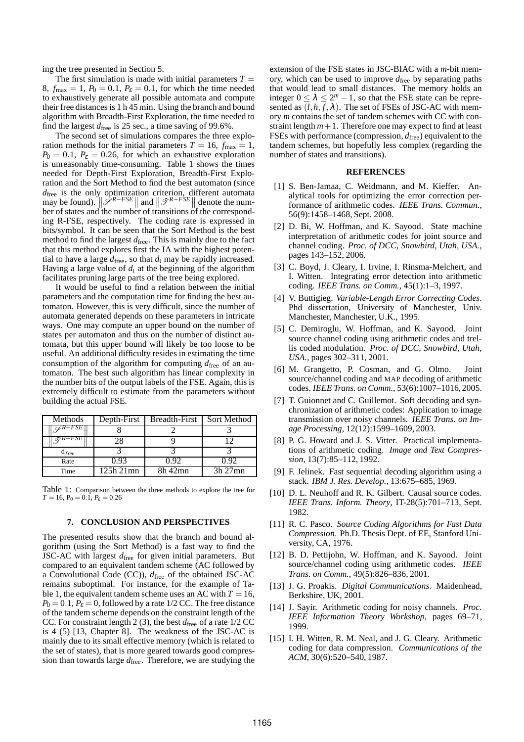ing the tree presented in Section 5.

The first simulation is made with initial parameters $T = 8$, $f_{\max} = 1$, $P_0 = 0.1$, $P_\varepsilon = 0.1$, for which the time needed to exhaustively generate all possible automata and compute their free distances is 1 h 45 min. Using the branch and bound algorithm with Breadth-First Exploration, the time needed to find the largest $d_{\text{free}}$ is 25 sec., a time saving of 99.6%.

The second set of simulations compares the three exploration methods for the initial parameters $T = 16$, $f_{\max} = 1$, $P_0 = 0.1$, $P_\varepsilon = 0.26$, for which an exhaustive exploration is unreasonably time-consuming. Table 1 shows the times needed for Depth-First Exploration, Breadth-First Exploration and the Sort Method to find the best automaton (since $d_{\text{free}}$ is the only optimization criterion, different automata may be found). $\|\mathscr{S}^{R-FSE}\|$ and $\|\mathscr{T}^{R-FSE}\|$ denote the number of states and the number of transitions of the corresponding R-FSE, respectively. The coding rate is expressed in bits/symbol. It can be seen that the Sort Method is the best method to find the largest $d_{\text{free}}$. This is mainly due to the fact that this method explores first the IA with the highest potential to have a large $d_{\text{free}}$, so that $d_{\text{t}}$ may be rapidly increased. Having a large value of $d_{\text{t}}$ at the beginning of the algorithm facilitates pruning large parts of the tree being explored.

It would be useful to find a relation between the initial parameters and the computation time for finding the best automaton. However, this is very difficult, since the number of automata generated depends on these parameters in intricate ways. One may compute an upper bound on the number of states per automaton and thus on the number of distinct automata, but this upper bound will likely be too loose to be useful. An additional difficulty resides in estimating the time consumption of the algorithm for computing $d_{\text{free}}$ of an automaton. The best such algorithm has linear complexity in the number bits of the output labels of the FSE. Again, this is extremely difficult to estimate from the parameters without building the actual FSE.

| Methods | Depth-First | Breadth-First | Sort Method |
|---|---|---|---|
| $\|\mathscr{S}^{R-FSE}\|$ | 8 | 2 | 3 |
| $\|\mathscr{T}^{R-FSE}\|$ | 28 | 9 | 12 |
| $d_{free}$ | 3 | 3 | 3 |
| Rate | 0.93 | 0.92 | 0.92 |
| Time | 125h 21mn | 8h 42mn | 3h 27mn |

Table 1: Comparison between the three methods to explore the tree for $T = 16$, $P_0 = 0.1$, $P_\varepsilon = 0.26$

### 7. CONCLUSION AND PERSPECTIVES

The presented results show that the branch and bound algorithm (using the Sort Method) is a fast way to find the JSC-AC with largest $d_{\text{free}}$ for given initial parameters. But compared to an equivalent tandem scheme (AC followed by a Convolutional Code (CC)), $d_{\text{free}}$ of the obtained JSC-AC remains suboptimal. For instance, for the example of Table 1, the equivalent tandem scheme uses an AC with $T = 16$, $P_0 = 0.1$, $P_\varepsilon = 0$, followed by a rate 1/2 CC. The free distance of the tandem scheme depends on the constraint length of the CC. For constraint length 2 (3), the best $d_{\text{free}}$ of a rate 1/2 CC is 4 (5) [13, Chapter 8]. The weakness of the JSC-AC is mainly due to its small effective memory (which is related to the set of states), that is more geared towards good compression than towards large $d_{\text{free}}$. Therefore, we are studying the extension of the FSE states in JSC-BIAC with a $m$-bit memory, which can be used to improve $d_{\text{free}}$ by separating paths that would lead to small distances. The memory holds an integer $0 \leq \lambda \leq 2^m - 1$, so that the FSE state can be represented as $(l, h, f, \lambda)$. The set of FSEs of JSC-AC with memory $m$ contains the set of tandem schemes with CC with constraint length $m+1$. Therefore one may expect to find at least FSEs with performance (compression, $d_{\text{free}}$) equivalent to the tandem schemes, but hopefully less complex (regarding the number of states and transitions).

### REFERENCES

[1] S. Ben-Jamaa, C. Weidmann, and M. Kieffer. Analytical tools for optimizing the error correction performance of arithmetic codes. *IEEE Trans. Commun.*, 56(9):1458–1468, Sept. 2008.

[2] D. Bi, W. Hoffman, and K. Sayood. State machine interpretation of arithmetic codes for joint source and channel coding. *Proc. of DCC, Snowbird, Utah, USA.*, pages 143–152, 2006.

[3] C. Boyd, J. Cleary, I. Irvine, I. Rinsma-Melchert, and I. Witten. Integrating error detection into arithmetic coding. *IEEE Trans. on Comm.*, 45(1):1–3, 1997.

[4] V. Buttigieg. *Variable-Length Error Correcting Codes*. Phd dissertation, University of Manchester, Univ. Manchester, Manchester, U.K., 1995.

[5] C. Demiroglu, W. Hoffman, and K. Sayood. Joint source channel coding using arithmetic codes and trellis coded modulation. *Proc. of DCC, Snowbird, Utah, USA.*, pages 302–311, 2001.

[6] M. Grangetto, P. Cosman, and G. Olmo. Joint source/channel coding and MAP decoding of arithmetic codes. *IEEE Trans. on Comm.*, 53(6):1007–1016, 2005.

[7] T. Guionnet and C. Guillemot. Soft decoding and synchronization of arithmetic codes: Application to image transmission over noisy channels. *IEEE Trans. on Image Processing*, 12(12):1599–1609, 2003.

[8] P. G. Howard and J. S. Vitter. Practical implementations of arithmetic coding. *Image and Text Compression*, 13(7):85–112, 1992.

[9] F. Jelinek. Fast sequential decoding algorithm using a stack. *IBM J. Res. Develop.*, 13:675–685, 1969.

[10] D. L. Neuhoff and R. K. Gilbert. Causal source codes. *IEEE Trans. Inform. Theory*, IT-28(5):701–713, Sept. 1982.

[11] R. C. Pasco. *Source Coding Algorithms for Fast Data Compression*. Ph.D. Thesis Dept. of EE, Stanford University, CA, 1976.

[12] B. D. Pettijohn, W. Hoffman, and K. Sayood. Joint source/channel coding using arithmetic codes. *IEEE Trans. on Comm.*, 49(5):826–836, 2001.

[13] J. G. Proakis. *Digital Communications*. Maidenhead, Berkshire, UK, 2001.

[14] J. Sayir. Arithmetic coding for noisy channels. *Proc. IEEE Information Theory Workshop*, pages 69–71, 1999.

[15] I. H. Witten, R. M. Neal, and J. G. Cleary. Arithmetic coding for data compression. *Communications of the ACM*, 30(6):520–540, 1987.